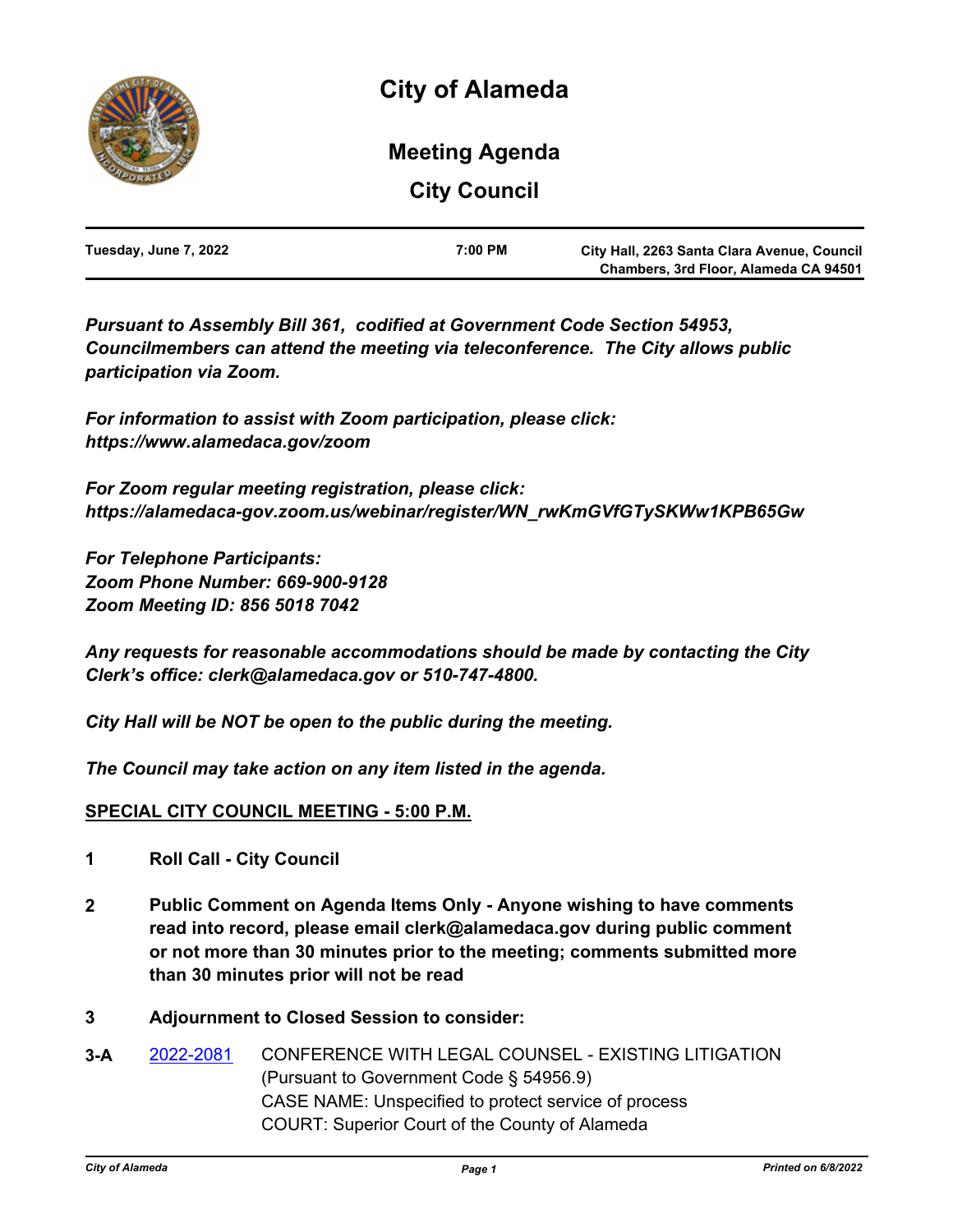# City of Alameda

## Meeting Agenda

## City Council

| Tuesday, June 7, 2022 | 7:00 PM | City Hall, 2263 Santa Clara Avenue, Council Chambers, 3rd Floor, Alameda CA 94501 |
|---|---|---|

***Pursuant to Assembly Bill 361, codified at Government Code Section 54953, Councilmembers can attend the meeting via teleconference. The City allows public participation via Zoom.***

***For information to assist with Zoom participation, please click: https://www.alamedaca.gov/zoom***

***For Zoom regular meeting registration, please click: https://alamedaca-gov.zoom.us/webinar/register/WN_rwKmGVfGTySKWw1KPB65Gw***

***For Telephone Participants:***
***Zoom Phone Number: 669-900-9128***
***Zoom Meeting ID: 856 5018 7042***

***Any requests for reasonable accommodations should be made by contacting the City Clerk's office: clerk@alamedaca.gov or 510-747-4800.***

***City Hall will be NOT be open to the public during the meeting.***

***The Council may take action on any item listed in the agenda.***

**SPECIAL CITY COUNCIL MEETING - 5:00 P.M.**

**1** **Roll Call - City Council**

**2** **Public Comment on Agenda Items Only - Anyone wishing to have comments read into record, please email clerk@alamedaca.gov during public comment or not more than 30 minutes prior to the meeting; comments submitted more than 30 minutes prior will not be read**

**3** **Adjournment to Closed Session to consider:**

**3-A** 2022-2081 CONFERENCE WITH LEGAL COUNSEL - EXISTING LITIGATION
(Pursuant to Government Code § 54956.9)
CASE NAME: Unspecified to protect service of process
COURT: Superior Court of the County of Alameda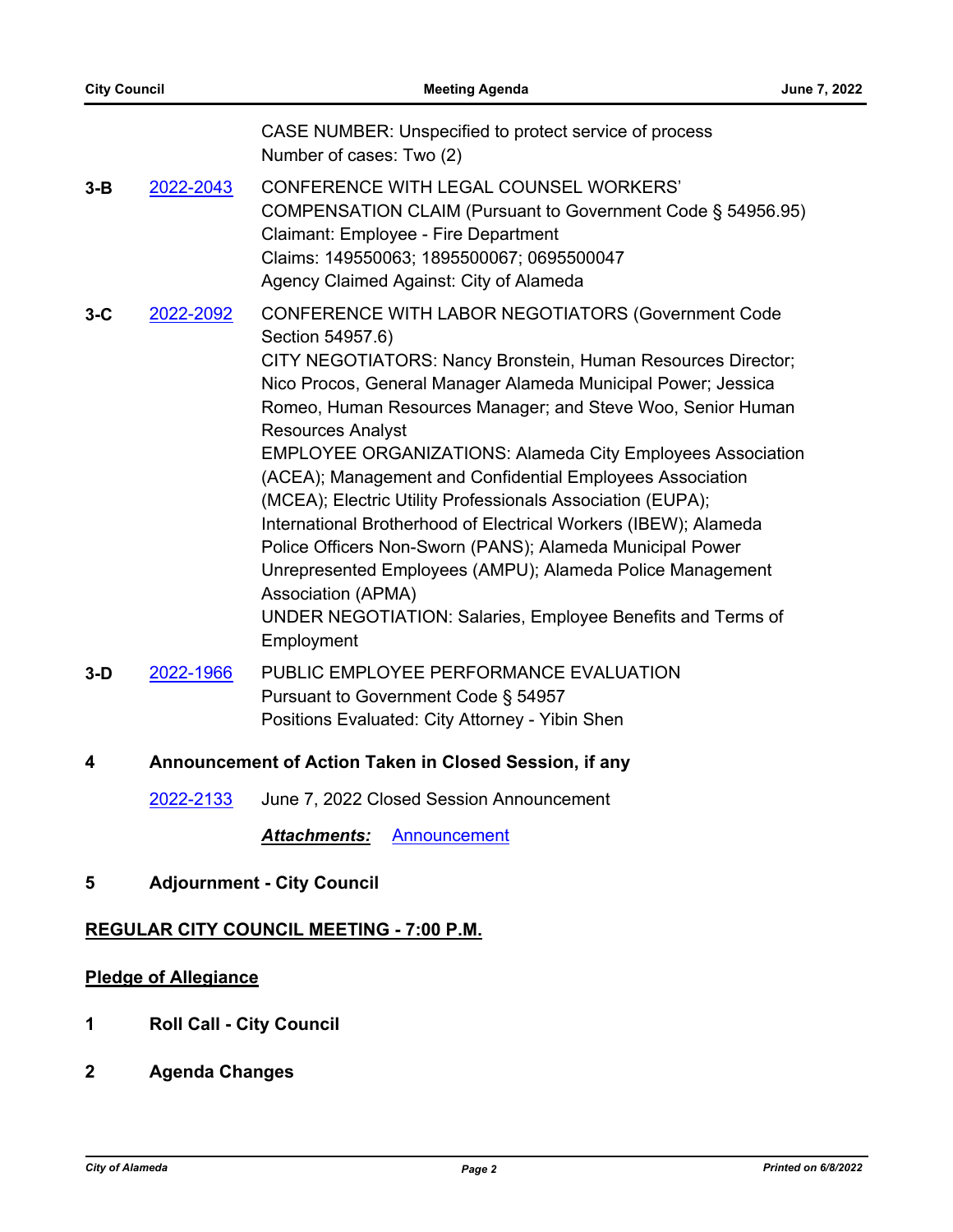CASE NUMBER: Unspecified to protect service of process
Number of cases: Two (2)

**3-B** [2022-2043](2022-2043) CONFERENCE WITH LEGAL COUNSEL WORKERS' COMPENSATION CLAIM (Pursuant to Government Code § 54956.95)
Claimant: Employee - Fire Department
Claims: 149550063; 1895500067; 0695500047
Agency Claimed Against: City of Alameda

**3-C** [2022-2092](2022-2092) CONFERENCE WITH LABOR NEGOTIATORS (Government Code Section 54957.6)
CITY NEGOTIATORS: Nancy Bronstein, Human Resources Director; Nico Procos, General Manager Alameda Municipal Power; Jessica Romeo, Human Resources Manager; and Steve Woo, Senior Human Resources Analyst
EMPLOYEE ORGANIZATIONS: Alameda City Employees Association (ACEA); Management and Confidential Employees Association (MCEA); Electric Utility Professionals Association (EUPA); International Brotherhood of Electrical Workers (IBEW); Alameda Police Officers Non-Sworn (PANS); Alameda Municipal Power Unrepresented Employees (AMPU); Alameda Police Management Association (APMA)
UNDER NEGOTIATION: Salaries, Employee Benefits and Terms of Employment

**3-D** [2022-1966](2022-1966) PUBLIC EMPLOYEE PERFORMANCE EVALUATION
Pursuant to Government Code § 54957
Positions Evaluated: City Attorney - Yibin Shen

## 4 Announcement of Action Taken in Closed Session, if any

[2022-2133](2022-2133) June 7, 2022 Closed Session Announcement

***Attachments:*** [Announcement](Announcement)

## 5 Adjournment - City Council

## REGULAR CITY COUNCIL MEETING - 7:00 P.M.

## Pledge of Allegiance

## 1 Roll Call - City Council

## 2 Agenda Changes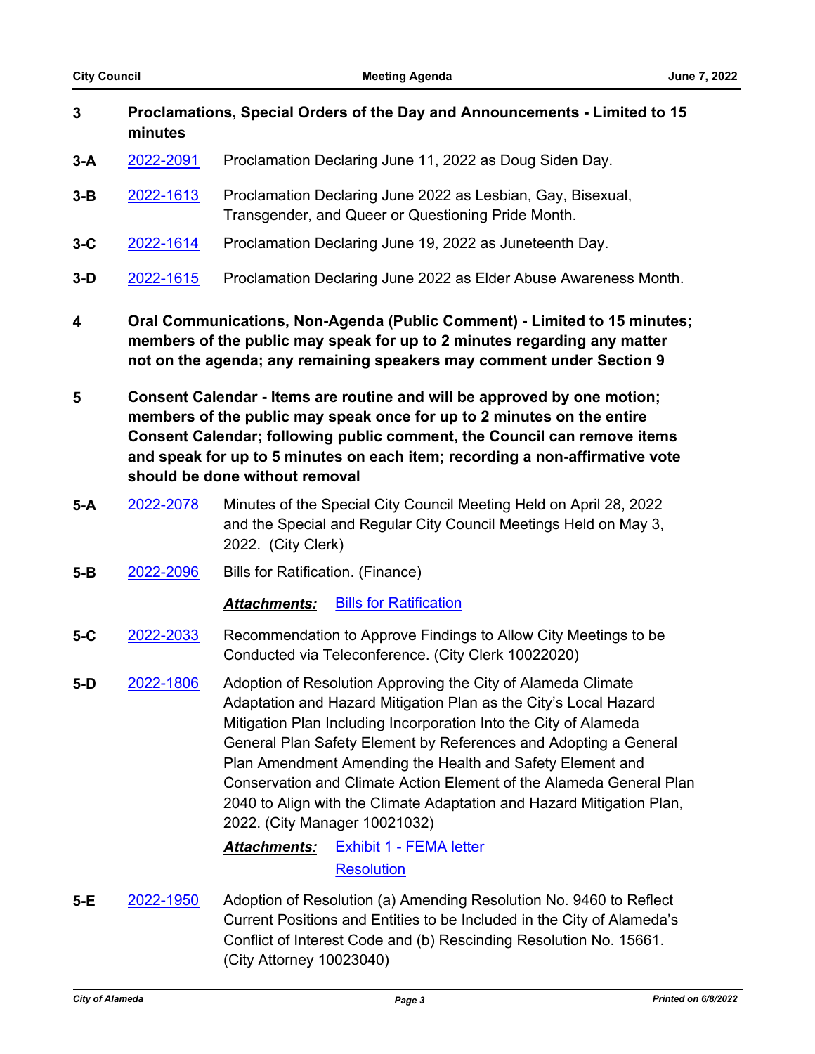## 3 Proclamations, Special Orders of the Day and Announcements - Limited to 15 minutes

**3-A** 2022-2091 Proclamation Declaring June 11, 2022 as Doug Siden Day.

**3-B** 2022-1613 Proclamation Declaring June 2022 as Lesbian, Gay, Bisexual, Transgender, and Queer or Questioning Pride Month.

**3-C** 2022-1614 Proclamation Declaring June 19, 2022 as Juneteenth Day.

**3-D** 2022-1615 Proclamation Declaring June 2022 as Elder Abuse Awareness Month.

## 4 Oral Communications, Non-Agenda (Public Comment) - Limited to 15 minutes; members of the public may speak for up to 2 minutes regarding any matter not on the agenda; any remaining speakers may comment under Section 9

## 5 Consent Calendar - Items are routine and will be approved by one motion; members of the public may speak once for up to 2 minutes on the entire Consent Calendar; following public comment, the Council can remove items and speak for up to 5 minutes on each item; recording a non-affirmative vote should be done without removal

**5-A** 2022-2078 Minutes of the Special City Council Meeting Held on April 28, 2022 and the Special and Regular City Council Meetings Held on May 3, 2022. (City Clerk)

**5-B** 2022-2096 Bills for Ratification. (Finance)

***Attachments:*** Bills for Ratification

**5-C** 2022-2033 Recommendation to Approve Findings to Allow City Meetings to be Conducted via Teleconference. (City Clerk 10022020)

**5-D** 2022-1806 Adoption of Resolution Approving the City of Alameda Climate Adaptation and Hazard Mitigation Plan as the City's Local Hazard Mitigation Plan Including Incorporation Into the City of Alameda General Plan Safety Element by References and Adopting a General Plan Amendment Amending the Health and Safety Element and Conservation and Climate Action Element of the Alameda General Plan 2040 to Align with the Climate Adaptation and Hazard Mitigation Plan, 2022. (City Manager 10021032)

***Attachments:*** Exhibit 1 - FEMA letter

Resolution

**5-E** 2022-1950 Adoption of Resolution (a) Amending Resolution No. 9460 to Reflect Current Positions and Entities to be Included in the City of Alameda's Conflict of Interest Code and (b) Rescinding Resolution No. 15661. (City Attorney 10023040)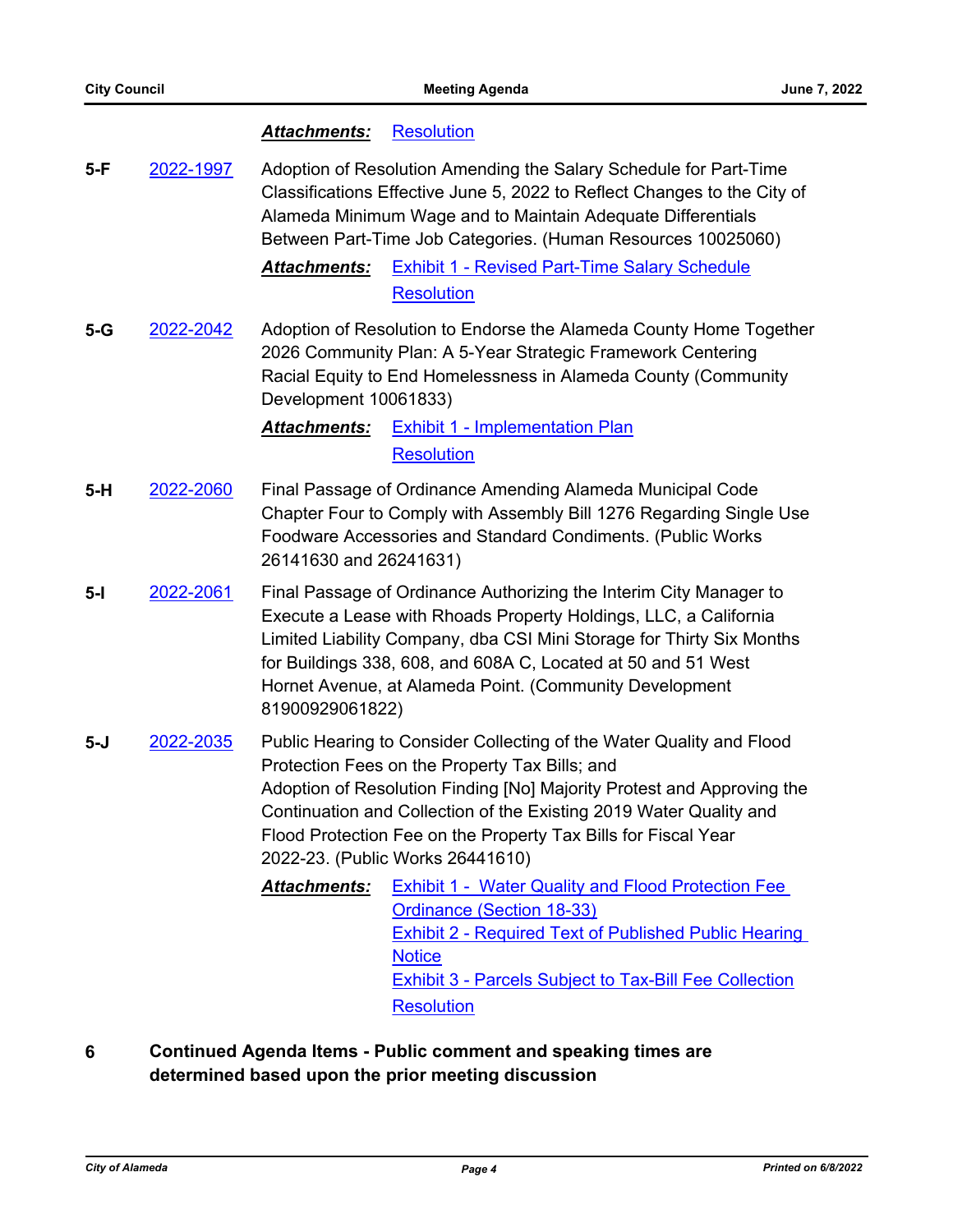***Attachments:*** Resolution

**5-F** 2022-1997 Adoption of Resolution Amending the Salary Schedule for Part-Time Classifications Effective June 5, 2022 to Reflect Changes to the City of Alameda Minimum Wage and to Maintain Adequate Differentials Between Part-Time Job Categories. (Human Resources 10025060)

***Attachments:*** Exhibit 1 - Revised Part-Time Salary Schedule
Resolution

**5-G** 2022-2042 Adoption of Resolution to Endorse the Alameda County Home Together 2026 Community Plan: A 5-Year Strategic Framework Centering Racial Equity to End Homelessness in Alameda County (Community Development 10061833)

***Attachments:*** Exhibit 1 - Implementation Plan
Resolution

**5-H** 2022-2060 Final Passage of Ordinance Amending Alameda Municipal Code Chapter Four to Comply with Assembly Bill 1276 Regarding Single Use Foodware Accessories and Standard Condiments. (Public Works 26141630 and 26241631)

**5-I** 2022-2061 Final Passage of Ordinance Authorizing the Interim City Manager to Execute a Lease with Rhoads Property Holdings, LLC, a California Limited Liability Company, dba CSI Mini Storage for Thirty Six Months for Buildings 338, 608, and 608A C, Located at 50 and 51 West Hornet Avenue, at Alameda Point. (Community Development 81900929061822)

**5-J** 2022-2035 Public Hearing to Consider Collecting of the Water Quality and Flood Protection Fees on the Property Tax Bills; and
Adoption of Resolution Finding [No] Majority Protest and Approving the Continuation and Collection of the Existing 2019 Water Quality and Flood Protection Fee on the Property Tax Bills for Fiscal Year 2022-23. (Public Works 26441610)

***Attachments:*** Exhibit 1 - Water Quality and Flood Protection Fee Ordinance (Section 18-33)
Exhibit 2 - Required Text of Published Public Hearing Notice
Exhibit 3 - Parcels Subject to Tax-Bill Fee Collection
Resolution

## 6 Continued Agenda Items - Public comment and speaking times are determined based upon the prior meeting discussion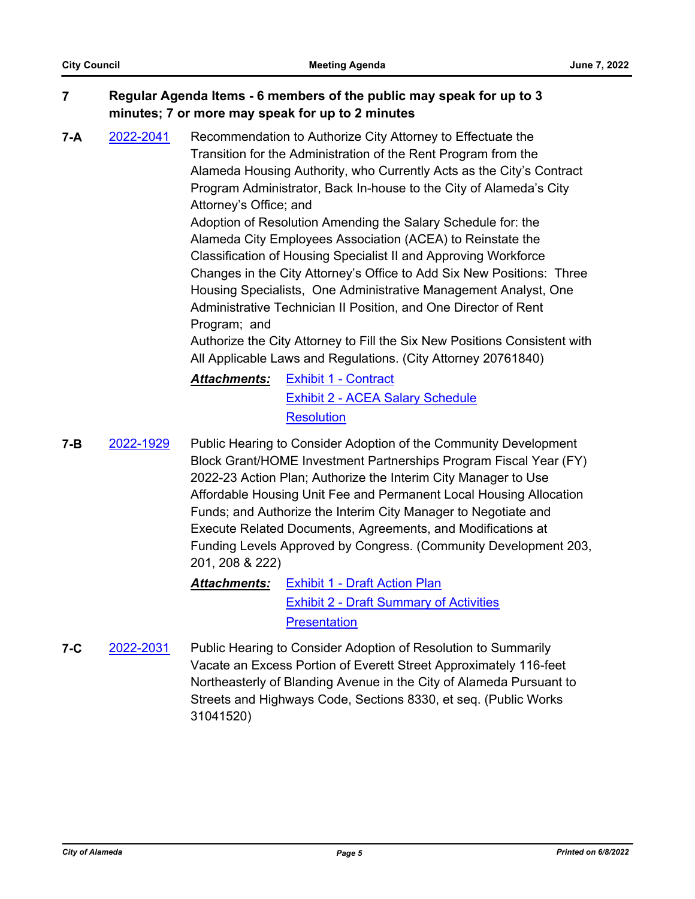## 7 Regular Agenda Items - 6 members of the public may speak for up to 3 minutes; 7 or more may speak for up to 2 minutes

**7-A** 2022-2041 Recommendation to Authorize City Attorney to Effectuate the Transition for the Administration of the Rent Program from the Alameda Housing Authority, who Currently Acts as the City's Contract Program Administrator, Back In-house to the City of Alameda's City Attorney's Office; and

Adoption of Resolution Amending the Salary Schedule for: the Alameda City Employees Association (ACEA) to Reinstate the Classification of Housing Specialist II and Approving Workforce Changes in the City Attorney's Office to Add Six New Positions: Three Housing Specialists, One Administrative Management Analyst, One Administrative Technician II Position, and One Director of Rent Program; and

Authorize the City Attorney to Fill the Six New Positions Consistent with All Applicable Laws and Regulations. (City Attorney 20761840)

***Attachments:*** Exhibit 1 - Contract
Exhibit 2 - ACEA Salary Schedule
Resolution

**7-B** 2022-1929 Public Hearing to Consider Adoption of the Community Development Block Grant/HOME Investment Partnerships Program Fiscal Year (FY) 2022-23 Action Plan; Authorize the Interim City Manager to Use Affordable Housing Unit Fee and Permanent Local Housing Allocation Funds; and Authorize the Interim City Manager to Negotiate and Execute Related Documents, Agreements, and Modifications at Funding Levels Approved by Congress. (Community Development 203, 201, 208 & 222)

***Attachments:*** Exhibit 1 - Draft Action Plan
Exhibit 2 - Draft Summary of Activities
Presentation

**7-C** 2022-2031 Public Hearing to Consider Adoption of Resolution to Summarily Vacate an Excess Portion of Everett Street Approximately 116-feet Northeasterly of Blanding Avenue in the City of Alameda Pursuant to Streets and Highways Code, Sections 8330, et seq. (Public Works 31041520)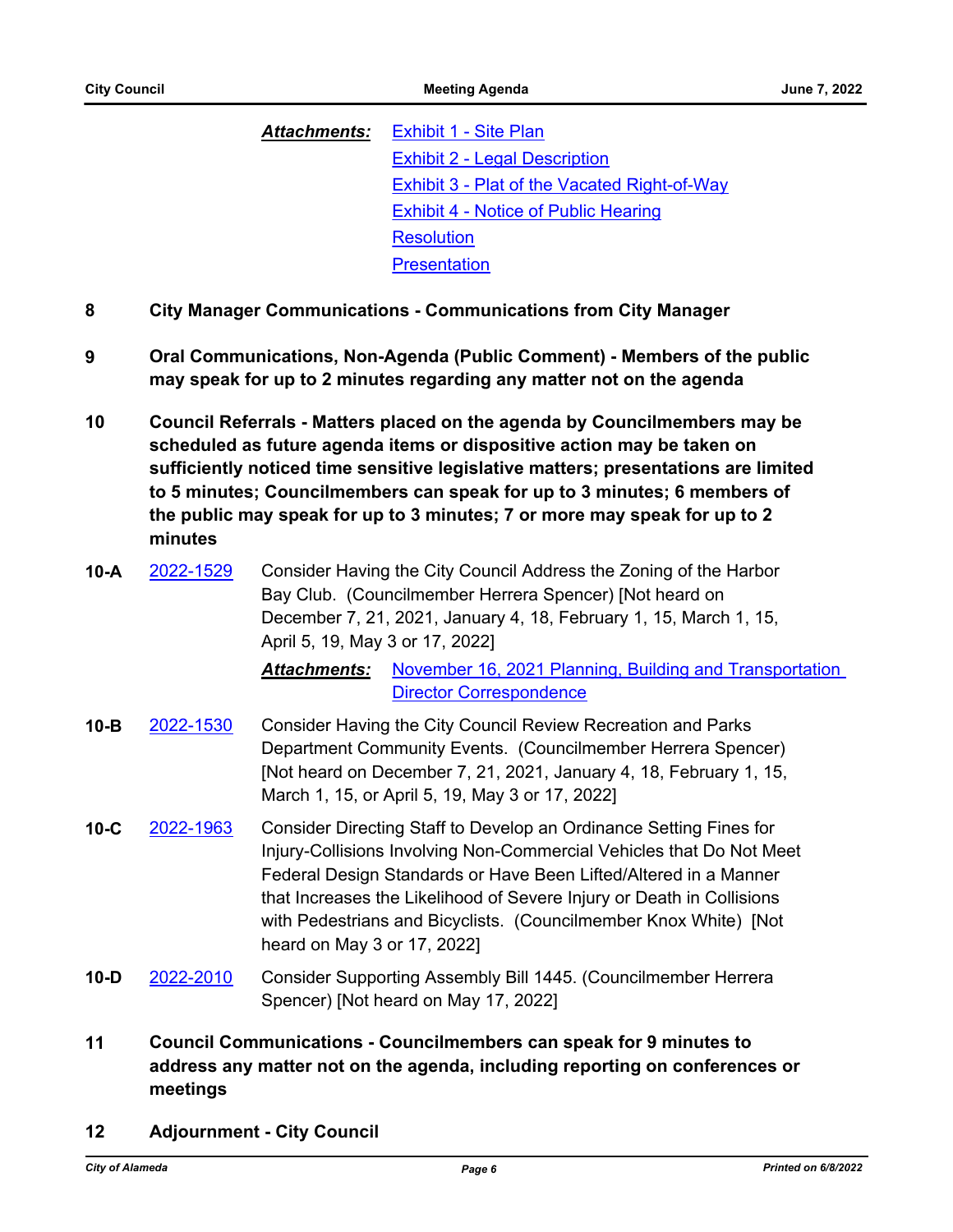***Attachments:***
- Exhibit 1 - Site Plan
- Exhibit 2 - Legal Description
- Exhibit 3 - Plat of the Vacated Right-of-Way
- Exhibit 4 - Notice of Public Hearing
- Resolution
- Presentation

**8 City Manager Communications - Communications from City Manager**

**9 Oral Communications, Non-Agenda (Public Comment) - Members of the public may speak for up to 2 minutes regarding any matter not on the agenda**

**10 Council Referrals - Matters placed on the agenda by Councilmembers may be scheduled as future agenda items or dispositive action may be taken on sufficiently noticed time sensitive legislative matters; presentations are limited to 5 minutes; Councilmembers can speak for up to 3 minutes; 6 members of the public may speak for up to 3 minutes; 7 or more may speak for up to 2 minutes**

**10-A** 2022-1529 Consider Having the City Council Address the Zoning of the Harbor Bay Club. (Councilmember Herrera Spencer) [Not heard on December 7, 21, 2021, January 4, 18, February 1, 15, March 1, 15, April 5, 19, May 3 or 17, 2022]

***Attachments:*** November 16, 2021 Planning, Building and Transportation Director Correspondence

**10-B** 2022-1530 Consider Having the City Council Review Recreation and Parks Department Community Events. (Councilmember Herrera Spencer) [Not heard on December 7, 21, 2021, January 4, 18, February 1, 15, March 1, 15, or April 5, 19, May 3 or 17, 2022]

**10-C** 2022-1963 Consider Directing Staff to Develop an Ordinance Setting Fines for Injury-Collisions Involving Non-Commercial Vehicles that Do Not Meet Federal Design Standards or Have Been Lifted/Altered in a Manner that Increases the Likelihood of Severe Injury or Death in Collisions with Pedestrians and Bicyclists. (Councilmember Knox White) [Not heard on May 3 or 17, 2022]

**10-D** 2022-2010 Consider Supporting Assembly Bill 1445. (Councilmember Herrera Spencer) [Not heard on May 17, 2022]

**11 Council Communications - Councilmembers can speak for 9 minutes to address any matter not on the agenda, including reporting on conferences or meetings**

**12 Adjournment - City Council**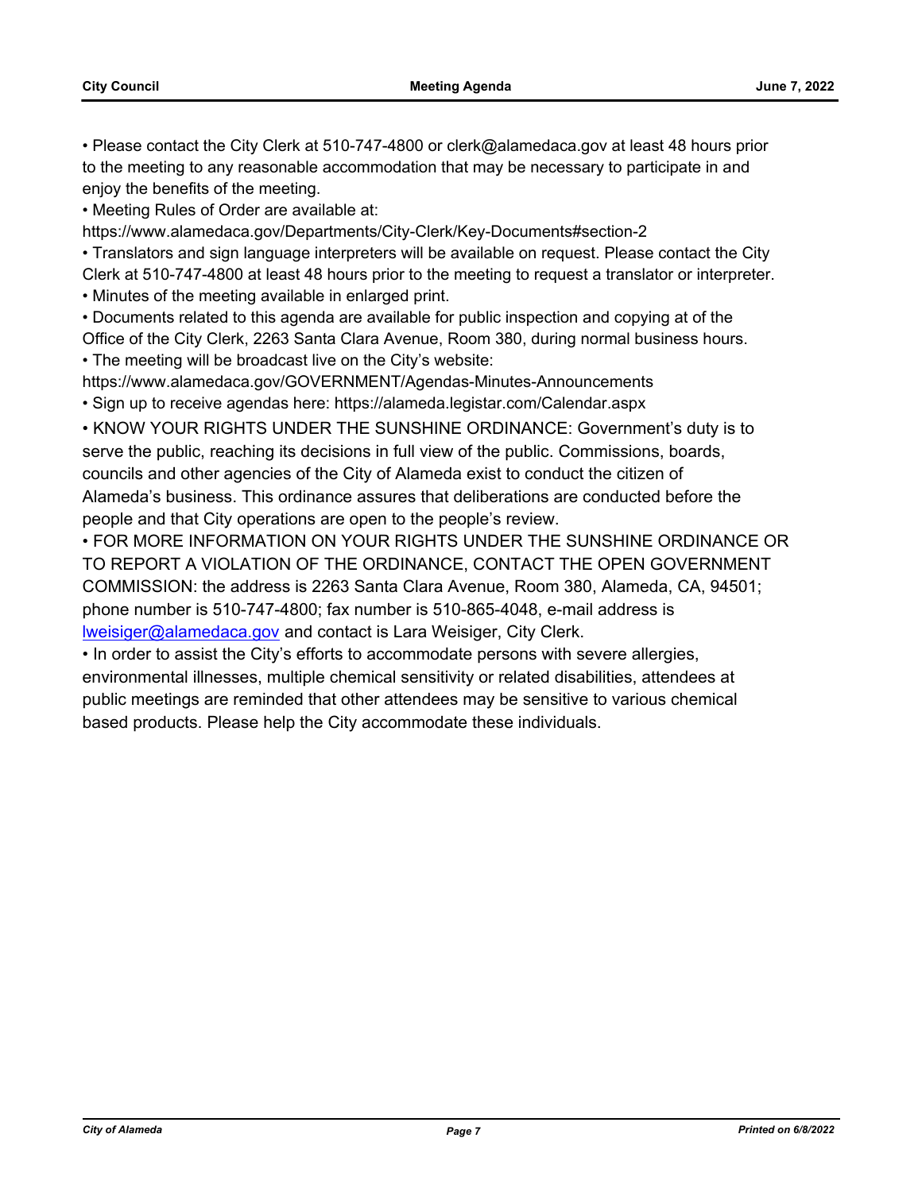- Please contact the City Clerk at 510-747-4800 or clerk@alamedaca.gov at least 48 hours prior to the meeting to any reasonable accommodation that may be necessary to participate in and enjoy the benefits of the meeting.
- Meeting Rules of Order are available at: https://www.alamedaca.gov/Departments/City-Clerk/Key-Documents#section-2
- Translators and sign language interpreters will be available on request. Please contact the City Clerk at 510-747-4800 at least 48 hours prior to the meeting to request a translator or interpreter.
- Minutes of the meeting available in enlarged print.
- Documents related to this agenda are available for public inspection and copying at of the Office of the City Clerk, 2263 Santa Clara Avenue, Room 380, during normal business hours.
- The meeting will be broadcast live on the City's website: https://www.alamedaca.gov/GOVERNMENT/Agendas-Minutes-Announcements
- Sign up to receive agendas here: https://alameda.legistar.com/Calendar.aspx
- KNOW YOUR RIGHTS UNDER THE SUNSHINE ORDINANCE: Government's duty is to serve the public, reaching its decisions in full view of the public. Commissions, boards, councils and other agencies of the City of Alameda exist to conduct the citizen of Alameda's business. This ordinance assures that deliberations are conducted before the people and that City operations are open to the people's review.
- FOR MORE INFORMATION ON YOUR RIGHTS UNDER THE SUNSHINE ORDINANCE OR TO REPORT A VIOLATION OF THE ORDINANCE, CONTACT THE OPEN GOVERNMENT COMMISSION: the address is 2263 Santa Clara Avenue, Room 380, Alameda, CA, 94501; phone number is 510-747-4800; fax number is 510-865-4048, e-mail address is lweisiger@alamedaca.gov and contact is Lara Weisiger, City Clerk.
- In order to assist the City's efforts to accommodate persons with severe allergies, environmental illnesses, multiple chemical sensitivity or related disabilities, attendees at public meetings are reminded that other attendees may be sensitive to various chemical based products. Please help the City accommodate these individuals.